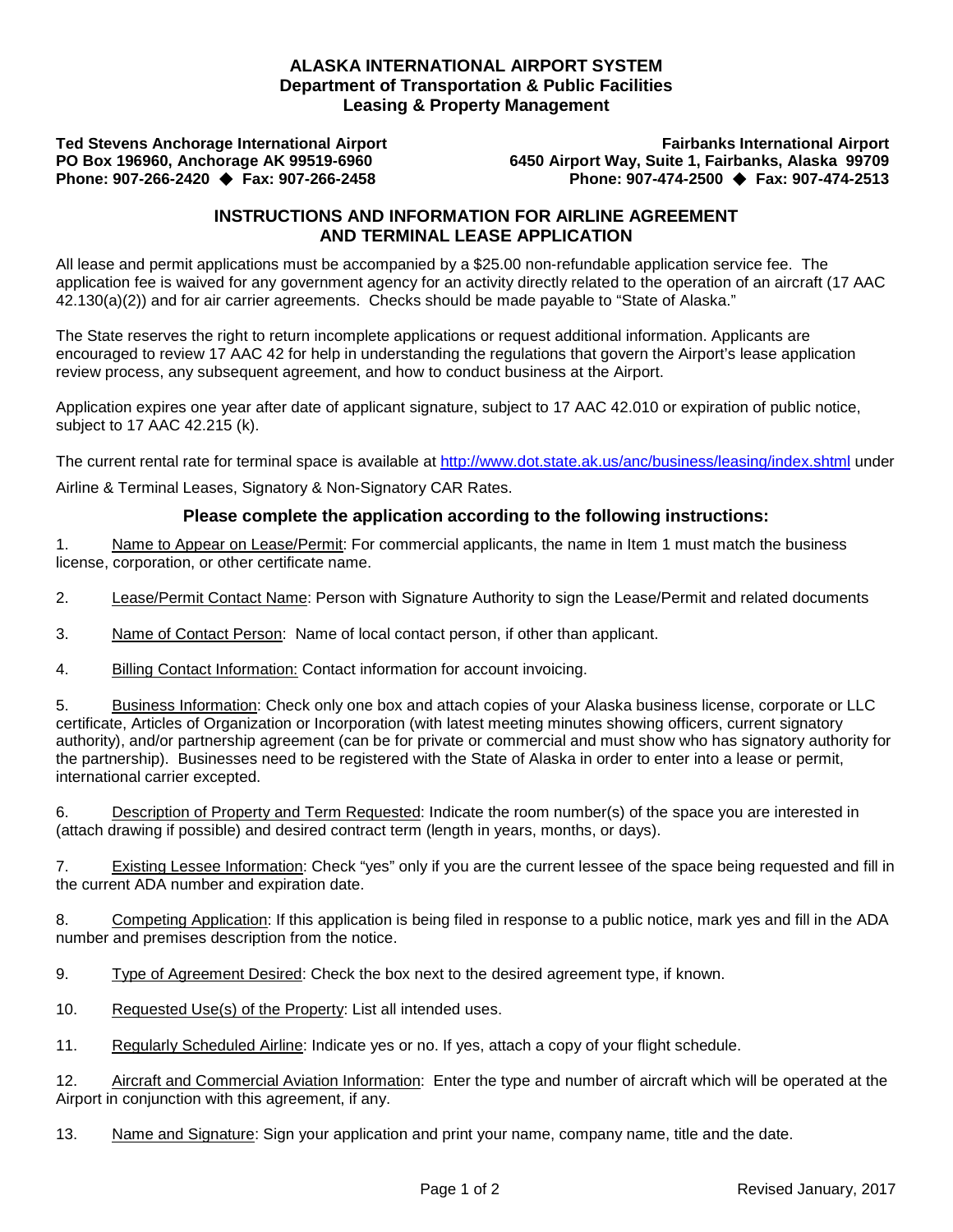**ALASKA INTERNATIONAL AIRPORT SYSTEM**
**Department of Transportation & Public Facilities**
**Leasing & Property Management**

**Ted Stevens Anchorage International Airport**
**PO Box 196960, Anchorage AK 99519-6960**
**Phone: 907-266-2420 ◆ Fax: 907-266-2458**

**Fairbanks International Airport**
**6450 Airport Way, Suite 1, Fairbanks, Alaska 99709**
**Phone: 907-474-2500 ◆ Fax: 907-474-2513**

## INSTRUCTIONS AND INFORMATION FOR AIRLINE AGREEMENT AND TERMINAL LEASE APPLICATION

All lease and permit applications must be accompanied by a $25.00 non-refundable application service fee. The application fee is waived for any government agency for an activity directly related to the operation of an aircraft (17 AAC 42.130(a)(2)) and for air carrier agreements. Checks should be made payable to "State of Alaska."

The State reserves the right to return incomplete applications or request additional information. Applicants are encouraged to review 17 AAC 42 for help in understanding the regulations that govern the Airport's lease application review process, any subsequent agreement, and how to conduct business at the Airport.

Application expires one year after date of applicant signature, subject to 17 AAC 42.010 or expiration of public notice, subject to 17 AAC 42.215 (k).

The current rental rate for terminal space is available at http://www.dot.state.ak.us/anc/business/leasing/index.shtml under Airline & Terminal Leases, Signatory & Non-Signatory CAR Rates.

### Please complete the application according to the following instructions:

1. Name to Appear on Lease/Permit: For commercial applicants, the name in Item 1 must match the business license, corporation, or other certificate name.

2. Lease/Permit Contact Name: Person with Signature Authority to sign the Lease/Permit and related documents

3. Name of Contact Person: Name of local contact person, if other than applicant.

4. Billing Contact Information: Contact information for account invoicing.

5. Business Information: Check only one box and attach copies of your Alaska business license, corporate or LLC certificate, Articles of Organization or Incorporation (with latest meeting minutes showing officers, current signatory authority), and/or partnership agreement (can be for private or commercial and must show who has signatory authority for the partnership). Businesses need to be registered with the State of Alaska in order to enter into a lease or permit, international carrier excepted.

6. Description of Property and Term Requested: Indicate the room number(s) of the space you are interested in (attach drawing if possible) and desired contract term (length in years, months, or days).

7. Existing Lessee Information: Check "yes" only if you are the current lessee of the space being requested and fill in the current ADA number and expiration date.

8. Competing Application: If this application is being filed in response to a public notice, mark yes and fill in the ADA number and premises description from the notice.

9. Type of Agreement Desired: Check the box next to the desired agreement type, if known.

10. Requested Use(s) of the Property: List all intended uses.

11. Regularly Scheduled Airline: Indicate yes or no. If yes, attach a copy of your flight schedule.

12. Aircraft and Commercial Aviation Information: Enter the type and number of aircraft which will be operated at the Airport in conjunction with this agreement, if any.

13. Name and Signature: Sign your application and print your name, company name, title and the date.

Revised January, 2017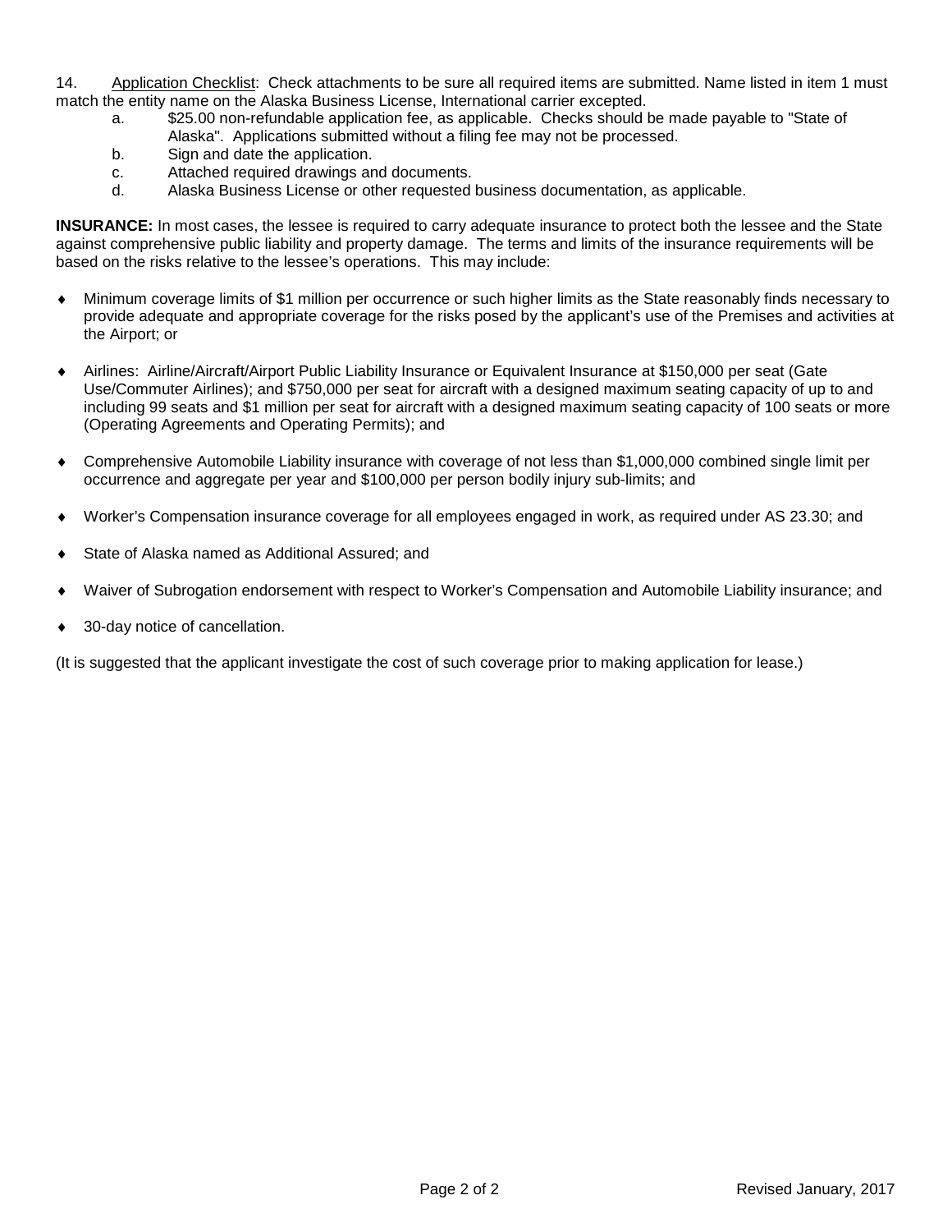14. Application Checklist: Check attachments to be sure all required items are submitted. Name listed in item 1 must match the entity name on the Alaska Business License, International carrier excepted.

   a. $25.00 non-refundable application fee, as applicable. Checks should be made payable to "State of Alaska". Applications submitted without a filing fee may not be processed.
   b. Sign and date the application.
   c. Attached required drawings and documents.
   d. Alaska Business License or other requested business documentation, as applicable.

**INSURANCE:** In most cases, the lessee is required to carry adequate insurance to protect both the lessee and the State against comprehensive public liability and property damage. The terms and limits of the insurance requirements will be based on the risks relative to the lessee's operations. This may include:

- Minimum coverage limits of $1 million per occurrence or such higher limits as the State reasonably finds necessary to provide adequate and appropriate coverage for the risks posed by the applicant's use of the Premises and activities at the Airport; or

- Airlines: Airline/Aircraft/Airport Public Liability Insurance or Equivalent Insurance at $150,000 per seat (Gate Use/Commuter Airlines); and $750,000 per seat for aircraft with a designed maximum seating capacity of up to and including 99 seats and $1 million per seat for aircraft with a designed maximum seating capacity of 100 seats or more (Operating Agreements and Operating Permits); and

- Comprehensive Automobile Liability insurance with coverage of not less than $1,000,000 combined single limit per occurrence and aggregate per year and $100,000 per person bodily injury sub-limits; and

- Worker's Compensation insurance coverage for all employees engaged in work, as required under AS 23.30; and

- State of Alaska named as Additional Assured; and

- Waiver of Subrogation endorsement with respect to Worker's Compensation and Automobile Liability insurance; and

- 30-day notice of cancellation.

(It is suggested that the applicant investigate the cost of such coverage prior to making application for lease.)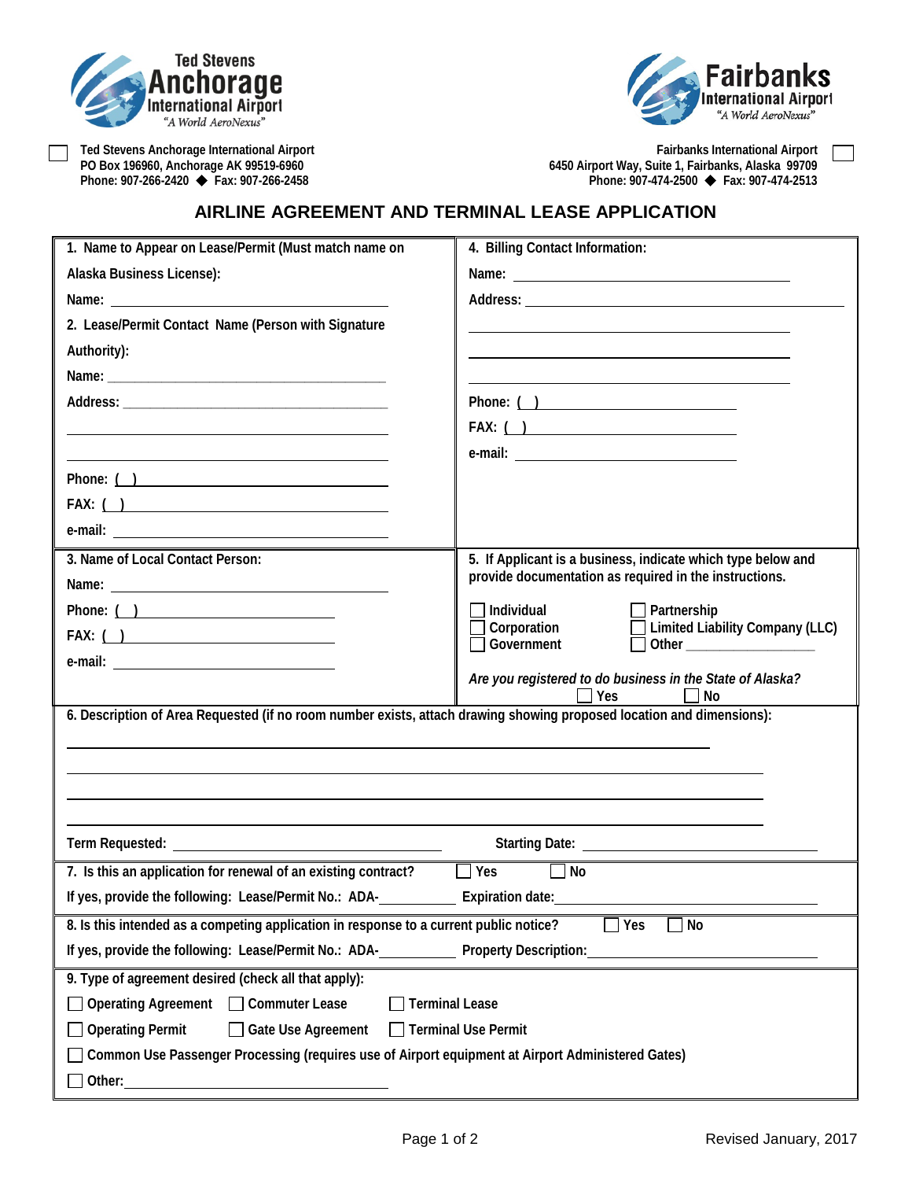☐ **Ted Stevens Anchorage International Airport**
PO Box 196960, Anchorage AK 99519-6960
Phone: 907-266-2420 ◆ Fax: 907-266-2458

**Fairbanks International Airport** ☐
6450 Airport Way, Suite 1, Fairbanks, Alaska 99709
Phone: 907-474-2500 ◆ Fax: 907-474-2513

# AIRLINE AGREEMENT AND TERMINAL LEASE APPLICATION

**1. Name to Appear on Lease/Permit (Must match name on Alaska Business License):**

Name: ______________________________

**2. Lease/Permit Contact Name (Person with Signature Authority):**

Name: ______________________________

Address: ______________________________

______________________________

______________________________

Phone: ( ) ______________________________

FAX: ( ) ______________________________

e-mail: ______________________________

**3. Name of Local Contact Person:**

Name: ______________________________

Phone: ( ) ______________________________

FAX: ( ) ______________________________

e-mail: ______________________________

**4. Billing Contact Information:**

Name: ______________________________

Address: ______________________________

______________________________

______________________________

______________________________

Phone: ( ) ______________________________

FAX: ( ) ______________________________

e-mail: ______________________________

**5. If Applicant is a business, indicate which type below and provide documentation as required in the instructions.**

☐ Individual ☐ Partnership
☐ Corporation ☐ Limited Liability Company (LLC)
☐ Government ☐ Other ______________

*Are you registered to do business in the State of Alaska?* ☐ Yes ☐ No

**6. Description of Area Requested (if no room number exists, attach drawing showing proposed location and dimensions):**

______________________________

______________________________

______________________________

______________________________

Term Requested: ______________________________ Starting Date: ______________________________

**7. Is this an application for renewal of an existing contract?** ☐ Yes ☐ No

If yes, provide the following: Lease/Permit No.: ADA-__________ Expiration date: ______________________________

**8. Is this intended as a competing application in response to a current public notice?** ☐ Yes ☐ No

If yes, provide the following: Lease/Permit No.: ADA-__________ Property Description: ______________________________

**9. Type of agreement desired (check all that apply):**

☐ Operating Agreement ☐ Commuter Lease ☐ Terminal Lease

☐ Operating Permit ☐ Gate Use Agreement ☐ Terminal Use Permit

☐ Common Use Passenger Processing (requires use of Airport equipment at Airport Administered Gates)

☐ Other: ______________________________

Revised January, 2017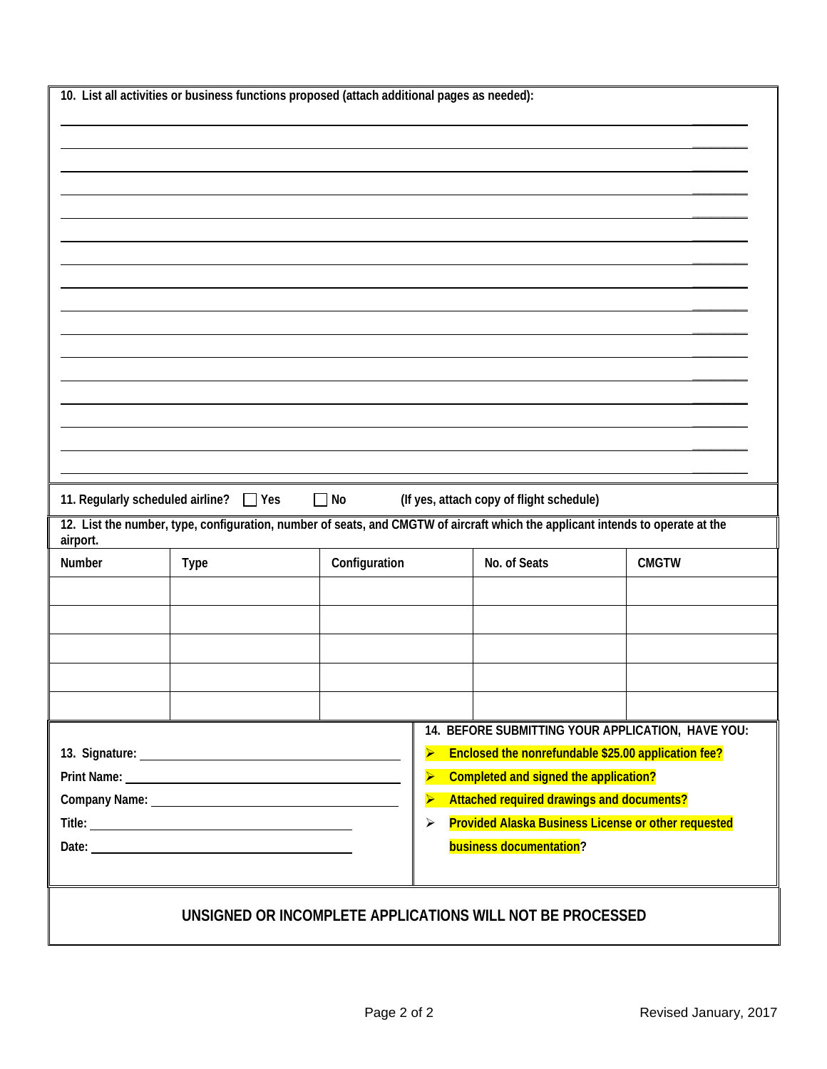**10. List all activities or business functions proposed (attach additional pages as needed):**

**11. Regularly scheduled airline?** ☐ Yes ☐ No **(If yes, attach copy of flight schedule)**

**12. List the number, type, configuration, number of seats, and CMGTW of aircraft which the applicant intends to operate at the airport.**

| Number | Type | Configuration | No. of Seats | CMGTW |
|---|---|---|---|---|
| | | | | |
| | | | | |
| | | | | |
| | | | | |
| | | | | |

**13. Signature:** ______________________

**Print Name:** ______________________

**Company Name:** ______________________

**Title:** ______________________

**Date:** ______________________

**14. BEFORE SUBMITTING YOUR APPLICATION, HAVE YOU:**

- **Enclosed the nonrefundable $25.00 application fee?**
- **Completed and signed the application?**
- **Attached required drawings and documents?**
- **Provided Alaska Business License or other requested business documentation?**

**UNSIGNED OR INCOMPLETE APPLICATIONS WILL NOT BE PROCESSED**

Revised January, 2017